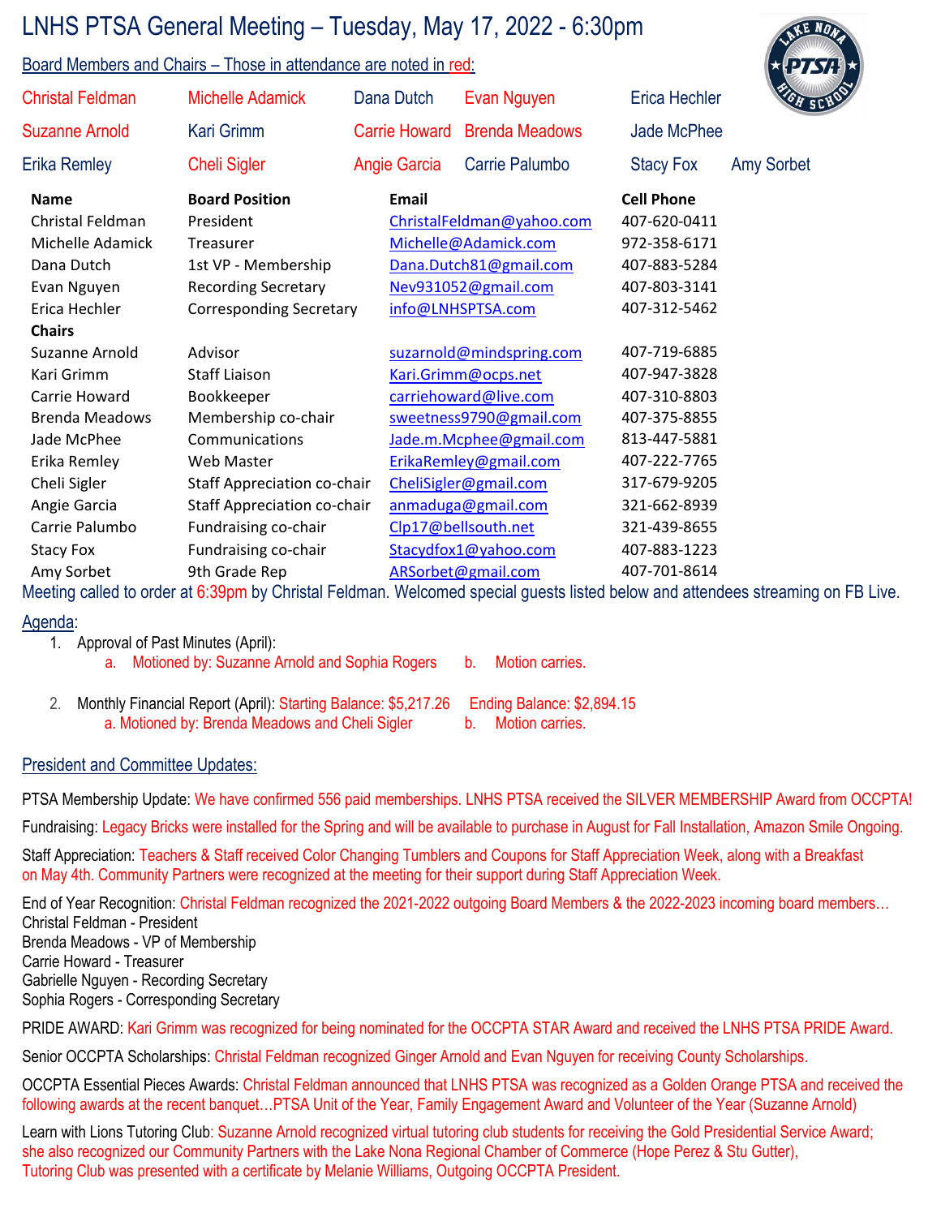# LNHS PTSA General Meeting – Tuesday, May 17, 2022 - 6:30pm

Board Members and Chairs – Those in attendance are noted in red:

| | | | | | |
|---|---|---|---|---|---|
| Christal Feldman | Michelle Adamick | Dana Dutch | Evan Nguyen | Erica Hechler | |
| Suzanne Arnold | Kari Grimm | Carrie Howard | Brenda Meadows | Jade McPhee | |
| Erika Remley | Cheli Sigler | Angie Garcia | Carrie Palumbo | Stacy Fox | Amy Sorbet |

| Name | Board Position | Email | Cell Phone |
|---|---|---|---|
| Christal Feldman | President | ChristalFeldman@yahoo.com | 407-620-0411 |
| Michelle Adamick | Treasurer | Michelle@Adamick.com | 972-358-6171 |
| Dana Dutch | 1st VP - Membership | Dana.Dutch81@gmail.com | 407-883-5284 |
| Evan Nguyen | Recording Secretary | Nev931052@gmail.com | 407-803-3141 |
| Erica Hechler | Corresponding Secretary | info@LNHSPTSA.com | 407-312-5462 |
| **Chairs** | | | |
| Suzanne Arnold | Advisor | suzarnold@mindspring.com | 407-719-6885 |
| Kari Grimm | Staff Liaison | Kari.Grimm@ocps.net | 407-947-3828 |
| Carrie Howard | Bookkeeper | carriehoward@live.com | 407-310-8803 |
| Brenda Meadows | Membership co-chair | sweetness9790@gmail.com | 407-375-8855 |
| Jade McPhee | Communications | Jade.m.Mcphee@gmail.com | 813-447-5881 |
| Erika Remley | Web Master | ErikaRemley@gmail.com | 407-222-7765 |
| Cheli Sigler | Staff Appreciation co-chair | CheliSigler@gmail.com | 317-679-9205 |
| Angie Garcia | Staff Appreciation co-chair | anmaduga@gmail.com | 321-662-8939 |
| Carrie Palumbo | Fundraising co-chair | Clp17@bellsouth.net | 321-439-8655 |
| Stacy Fox | Fundraising co-chair | Stacydfox1@yahoo.com | 407-883-1223 |
| Amy Sorbet | 9th Grade Rep | ARSorbet@gmail.com | 407-701-8614 |

Meeting called to order at 6:39pm by Christal Feldman. Welcomed special guests listed below and attendees streaming on FB Live.

Agenda:

1. Approval of Past Minutes (April):
   a. Motioned by: Suzanne Arnold and Sophia Rogers
   b. Motion carries.
2. Monthly Financial Report (April): Starting Balance: $5,217.26 Ending Balance: $2,894.15
   a. Motioned by: Brenda Meadows and Cheli Sigler
   b. Motion carries.

President and Committee Updates:

PTSA Membership Update: We have confirmed 556 paid memberships. LNHS PTSA received the SILVER MEMBERSHIP Award from OCCPTA!

Fundraising: Legacy Bricks were installed for the Spring and will be available to purchase in August for Fall Installation, Amazon Smile Ongoing.

Staff Appreciation: Teachers & Staff received Color Changing Tumblers and Coupons for Staff Appreciation Week, along with a Breakfast on May 4th. Community Partners were recognized at the meeting for their support during Staff Appreciation Week.

End of Year Recognition: Christal Feldman recognized the 2021-2022 outgoing Board Members & the 2022-2023 incoming board members…
Christal Feldman - President
Brenda Meadows - VP of Membership
Carrie Howard - Treasurer
Gabrielle Nguyen - Recording Secretary
Sophia Rogers - Corresponding Secretary

PRIDE AWARD: Kari Grimm was recognized for being nominated for the OCCPTA STAR Award and received the LNHS PTSA PRIDE Award.

Senior OCCPTA Scholarships: Christal Feldman recognized Ginger Arnold and Evan Nguyen for receiving County Scholarships.

OCCPTA Essential Pieces Awards: Christal Feldman announced that LNHS PTSA was recognized as a Golden Orange PTSA and received the following awards at the recent banquet…PTSA Unit of the Year, Family Engagement Award and Volunteer of the Year (Suzanne Arnold)

Learn with Lions Tutoring Club: Suzanne Arnold recognized virtual tutoring club students for receiving the Gold Presidential Service Award; she also recognized our Community Partners with the Lake Nona Regional Chamber of Commerce (Hope Perez & Stu Gutter), Tutoring Club was presented with a certificate by Melanie Williams, Outgoing OCCPTA President.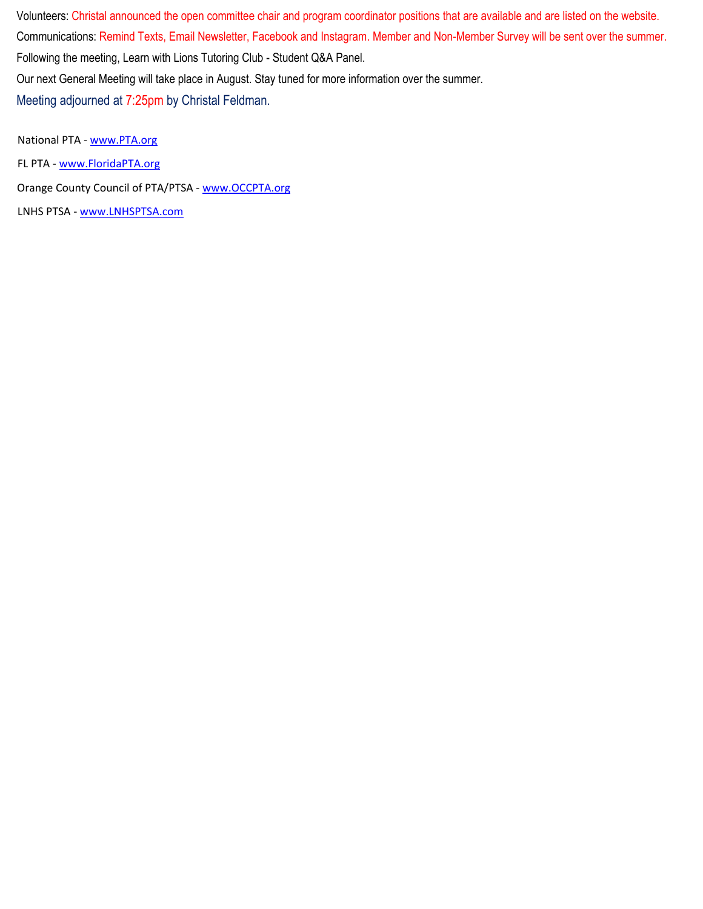Volunteers: Christal announced the open committee chair and program coordinator positions that are available and are listed on the website.

Communications: Remind Texts, Email Newsletter, Facebook and Instagram. Member and Non-Member Survey will be sent over the summer.

Following the meeting, Learn with Lions Tutoring Club - Student Q&A Panel.

Our next General Meeting will take place in August. Stay tuned for more information over the summer.

Meeting adjourned at 7:25pm by Christal Feldman.

National PTA - www.PTA.org

FL PTA - www.FloridaPTA.org

Orange County Council of PTA/PTSA - www.OCCPTA.org

LNHS PTSA - www.LNHSPTSA.com